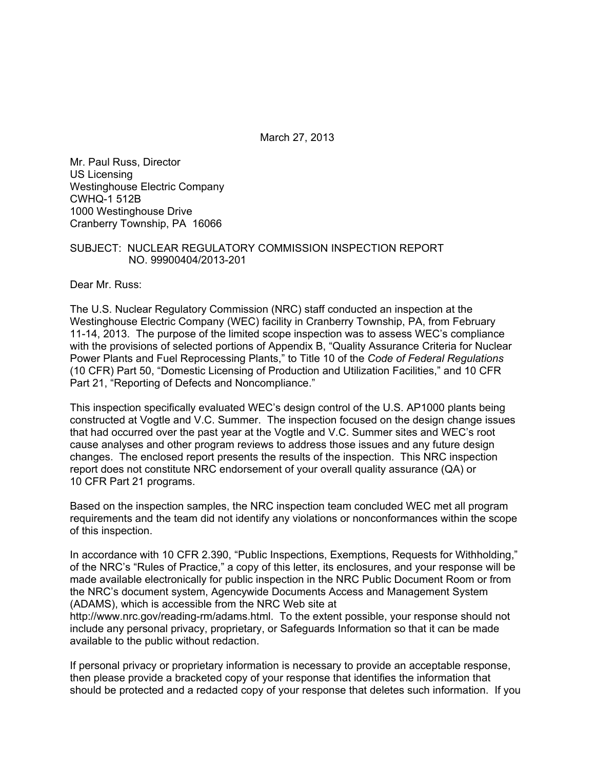March 27, 2013

Mr. Paul Russ, Director
US Licensing
Westinghouse Electric Company
CWHQ-1 512B
1000 Westinghouse Drive
Cranberry Township, PA 16066

SUBJECT: NUCLEAR REGULATORY COMMISSION INSPECTION REPORT NO. 99900404/2013-201

Dear Mr. Russ:

The U.S. Nuclear Regulatory Commission (NRC) staff conducted an inspection at the Westinghouse Electric Company (WEC) facility in Cranberry Township, PA, from February 11-14, 2013. The purpose of the limited scope inspection was to assess WEC's compliance with the provisions of selected portions of Appendix B, "Quality Assurance Criteria for Nuclear Power Plants and Fuel Reprocessing Plants," to Title 10 of the *Code of Federal Regulations* (10 CFR) Part 50, "Domestic Licensing of Production and Utilization Facilities," and 10 CFR Part 21, "Reporting of Defects and Noncompliance."

This inspection specifically evaluated WEC's design control of the U.S. AP1000 plants being constructed at Vogtle and V.C. Summer. The inspection focused on the design change issues that had occurred over the past year at the Vogtle and V.C. Summer sites and WEC's root cause analyses and other program reviews to address those issues and any future design changes. The enclosed report presents the results of the inspection. This NRC inspection report does not constitute NRC endorsement of your overall quality assurance (QA) or 10 CFR Part 21 programs.

Based on the inspection samples, the NRC inspection team concluded WEC met all program requirements and the team did not identify any violations or nonconformances within the scope of this inspection.

In accordance with 10 CFR 2.390, "Public Inspections, Exemptions, Requests for Withholding," of the NRC's "Rules of Practice," a copy of this letter, its enclosures, and your response will be made available electronically for public inspection in the NRC Public Document Room or from the NRC's document system, Agencywide Documents Access and Management System (ADAMS), which is accessible from the NRC Web site at http://www.nrc.gov/reading-rm/adams.html. To the extent possible, your response should not include any personal privacy, proprietary, or Safeguards Information so that it can be made available to the public without redaction.

If personal privacy or proprietary information is necessary to provide an acceptable response, then please provide a bracketed copy of your response that identifies the information that should be protected and a redacted copy of your response that deletes such information. If you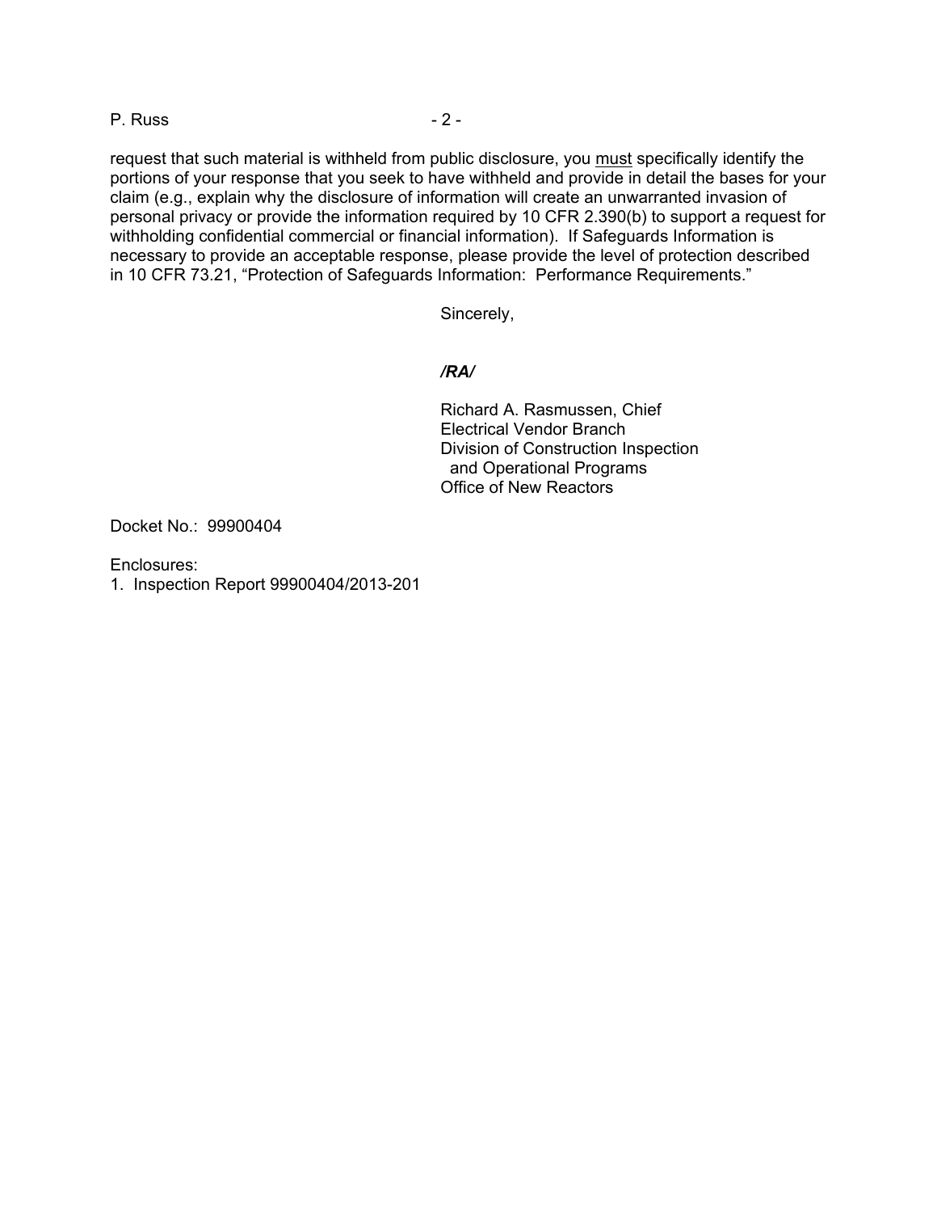request that such material is withheld from public disclosure, you must specifically identify the portions of your response that you seek to have withheld and provide in detail the bases for your claim (e.g., explain why the disclosure of information will create an unwarranted invasion of personal privacy or provide the information required by 10 CFR 2.390(b) to support a request for withholding confidential commercial or financial information). If Safeguards Information is necessary to provide an acceptable response, please provide the level of protection described in 10 CFR 73.21, "Protection of Safeguards Information: Performance Requirements."

Sincerely,

***/RA/***

Richard A. Rasmussen, Chief
Electrical Vendor Branch
Division of Construction Inspection
and Operational Programs
Office of New Reactors

Docket No.: 99900404

Enclosures:
1. Inspection Report 99900404/2013-201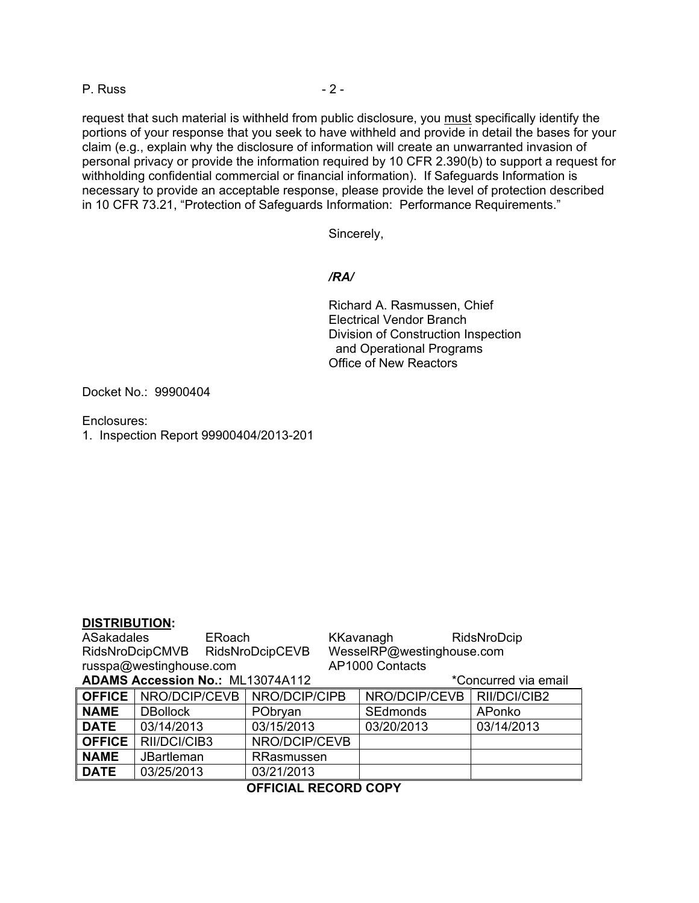request that such material is withheld from public disclosure, you must specifically identify the portions of your response that you seek to have withheld and provide in detail the bases for your claim (e.g., explain why the disclosure of information will create an unwarranted invasion of personal privacy or provide the information required by 10 CFR 2.390(b) to support a request for withholding confidential commercial or financial information). If Safeguards Information is necessary to provide an acceptable response, please provide the level of protection described in 10 CFR 73.21, "Protection of Safeguards Information: Performance Requirements."

Sincerely,

*/RA/*

Richard A. Rasmussen, Chief
Electrical Vendor Branch
Division of Construction Inspection
and Operational Programs
Office of New Reactors

Docket No.: 99900404

Enclosures:
1. Inspection Report 99900404/2013-201

**DISTRIBUTION:**
ASakadales ERoach KKavanagh RidsNroDcip
RidsNroDcipCMVB RidsNroDcipCEVB WesselRP@westinghouse.com
russpa@westinghouse.com AP1000 Contacts

**ADAMS Accession No.:** ML13074A112 *Concurred via email

| **OFFICE** | NRO/DCIP/CEVB | NRO/DCIP/CIPB | NRO/DCIP/CEVB | RII/DCI/CIB2 |
|---|---|---|---|---|
| **NAME** | DBollock | PObryan | SEdmonds | APonko |
| **DATE** | 03/14/2013 | 03/15/2013 | 03/20/2013 | 03/14/2013 |
| **OFFICE** | RII/DCI/CIB3 | NRO/DCIP/CEVB | | |
| **NAME** | JBartleman | RRasmussen | | |
| **DATE** | 03/25/2013 | 03/21/2013 | | |

**OFFICIAL RECORD COPY**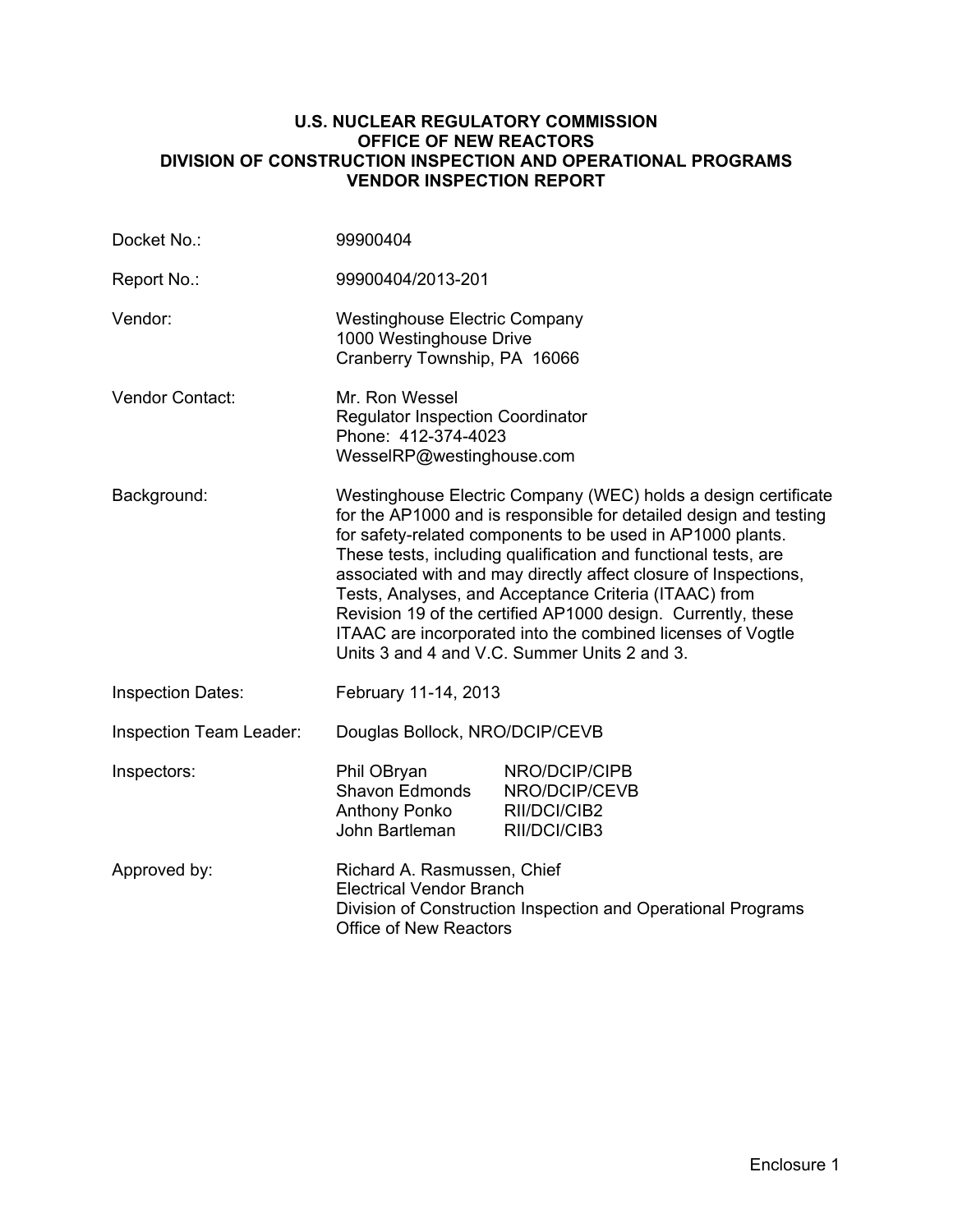**U.S. NUCLEAR REGULATORY COMMISSION**
**OFFICE OF NEW REACTORS**
**DIVISION OF CONSTRUCTION INSPECTION AND OPERATIONAL PROGRAMS**
**VENDOR INSPECTION REPORT**

| | |
|---|---|
| Docket No.: | 99900404 |
| Report No.: | 99900404/2013-201 |
| Vendor: | Westinghouse Electric Company<br>1000 Westinghouse Drive<br>Cranberry Township, PA 16066 |
| Vendor Contact: | Mr. Ron Wessel<br>Regulator Inspection Coordinator<br>Phone: 412-374-4023<br>WesselRP@westinghouse.com |
| Background: | Westinghouse Electric Company (WEC) holds a design certificate for the AP1000 and is responsible for detailed design and testing for safety-related components to be used in AP1000 plants. These tests, including qualification and functional tests, are associated with and may directly affect closure of Inspections, Tests, Analyses, and Acceptance Criteria (ITAAC) from Revision 19 of the certified AP1000 design. Currently, these ITAAC are incorporated into the combined licenses of Vogtle Units 3 and 4 and V.C. Summer Units 2 and 3. |
| Inspection Dates: | February 11-14, 2013 |
| Inspection Team Leader: | Douglas Bollock, NRO/DCIP/CEVB |
| Inspectors: | Phil OBryan NRO/DCIP/CIPB<br>Shavon Edmonds NRO/DCIP/CEVB<br>Anthony Ponko RII/DCI/CIB2<br>John Bartleman RII/DCI/CIB3 |
| Approved by: | Richard A. Rasmussen, Chief<br>Electrical Vendor Branch<br>Division of Construction Inspection and Operational Programs<br>Office of New Reactors |

Enclosure 1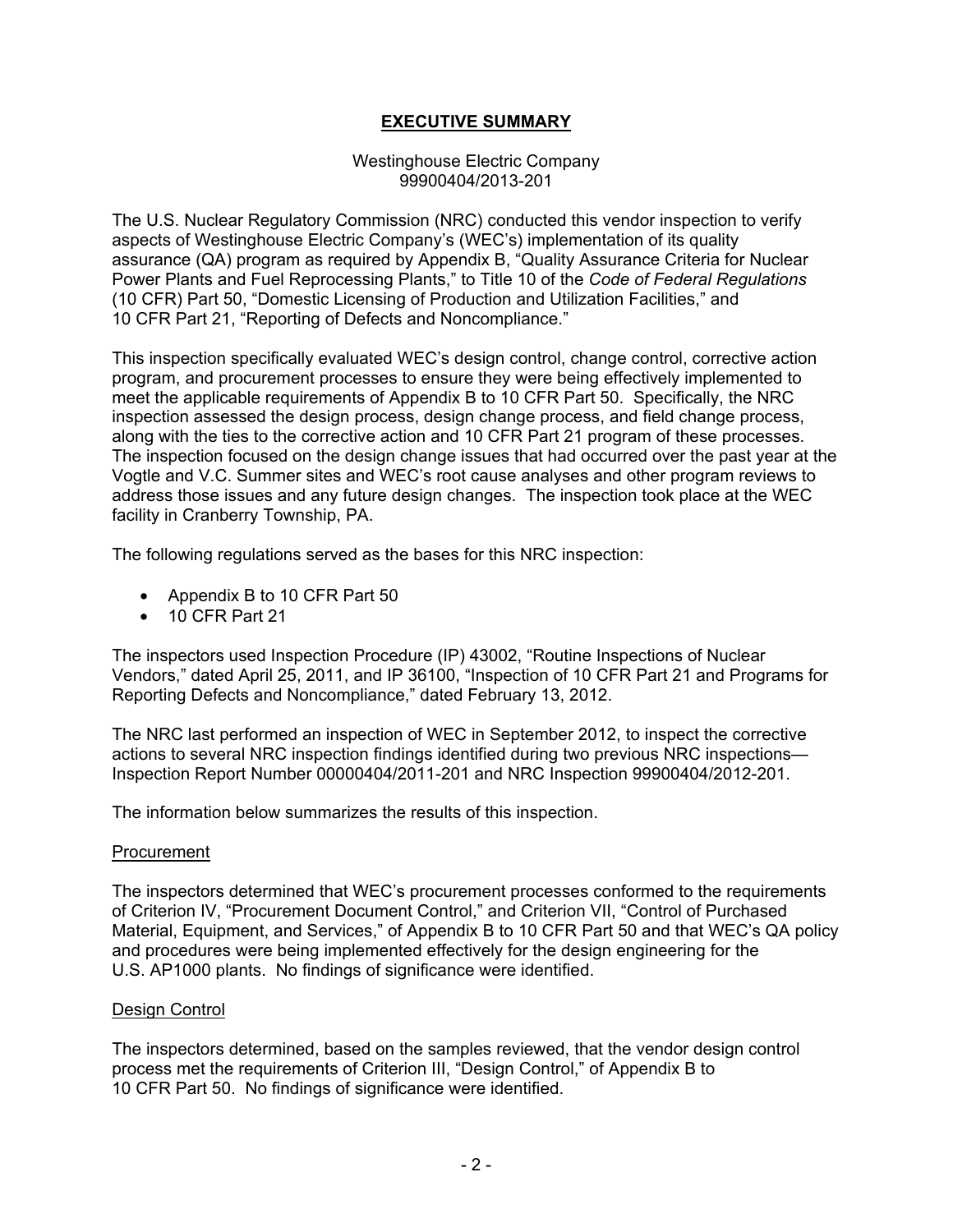## **EXECUTIVE SUMMARY**

Westinghouse Electric Company
99900404/2013-201

The U.S. Nuclear Regulatory Commission (NRC) conducted this vendor inspection to verify aspects of Westinghouse Electric Company's (WEC's) implementation of its quality assurance (QA) program as required by Appendix B, "Quality Assurance Criteria for Nuclear Power Plants and Fuel Reprocessing Plants," to Title 10 of the *Code of Federal Regulations* (10 CFR) Part 50, "Domestic Licensing of Production and Utilization Facilities," and 10 CFR Part 21, "Reporting of Defects and Noncompliance."

This inspection specifically evaluated WEC's design control, change control, corrective action program, and procurement processes to ensure they were being effectively implemented to meet the applicable requirements of Appendix B to 10 CFR Part 50. Specifically, the NRC inspection assessed the design process, design change process, and field change process, along with the ties to the corrective action and 10 CFR Part 21 program of these processes. The inspection focused on the design change issues that had occurred over the past year at the Vogtle and V.C. Summer sites and WEC's root cause analyses and other program reviews to address those issues and any future design changes. The inspection took place at the WEC facility in Cranberry Township, PA.

The following regulations served as the bases for this NRC inspection:

- Appendix B to 10 CFR Part 50
- 10 CFR Part 21

The inspectors used Inspection Procedure (IP) 43002, "Routine Inspections of Nuclear Vendors," dated April 25, 2011, and IP 36100, "Inspection of 10 CFR Part 21 and Programs for Reporting Defects and Noncompliance," dated February 13, 2012.

The NRC last performed an inspection of WEC in September 2012, to inspect the corrective actions to several NRC inspection findings identified during two previous NRC inspections—Inspection Report Number 00000404/2011-201 and NRC Inspection 99900404/2012-201.

The information below summarizes the results of this inspection.

### Procurement

The inspectors determined that WEC's procurement processes conformed to the requirements of Criterion IV, "Procurement Document Control," and Criterion VII, "Control of Purchased Material, Equipment, and Services," of Appendix B to 10 CFR Part 50 and that WEC's QA policy and procedures were being implemented effectively for the design engineering for the U.S. AP1000 plants. No findings of significance were identified.

### Design Control

The inspectors determined, based on the samples reviewed, that the vendor design control process met the requirements of Criterion III, "Design Control," of Appendix B to 10 CFR Part 50. No findings of significance were identified.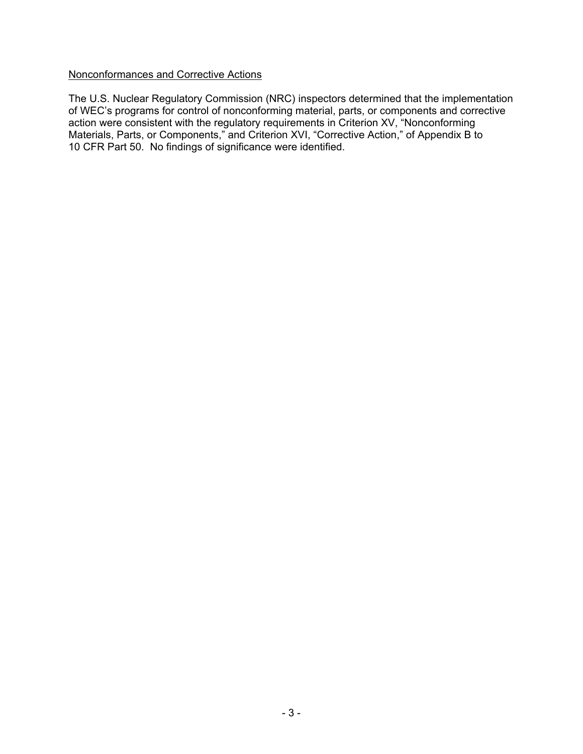Nonconformances and Corrective Actions

The U.S. Nuclear Regulatory Commission (NRC) inspectors determined that the implementation of WEC's programs for control of nonconforming material, parts, or components and corrective action were consistent with the regulatory requirements in Criterion XV, "Nonconforming Materials, Parts, or Components," and Criterion XVI, "Corrective Action," of Appendix B to 10 CFR Part 50. No findings of significance were identified.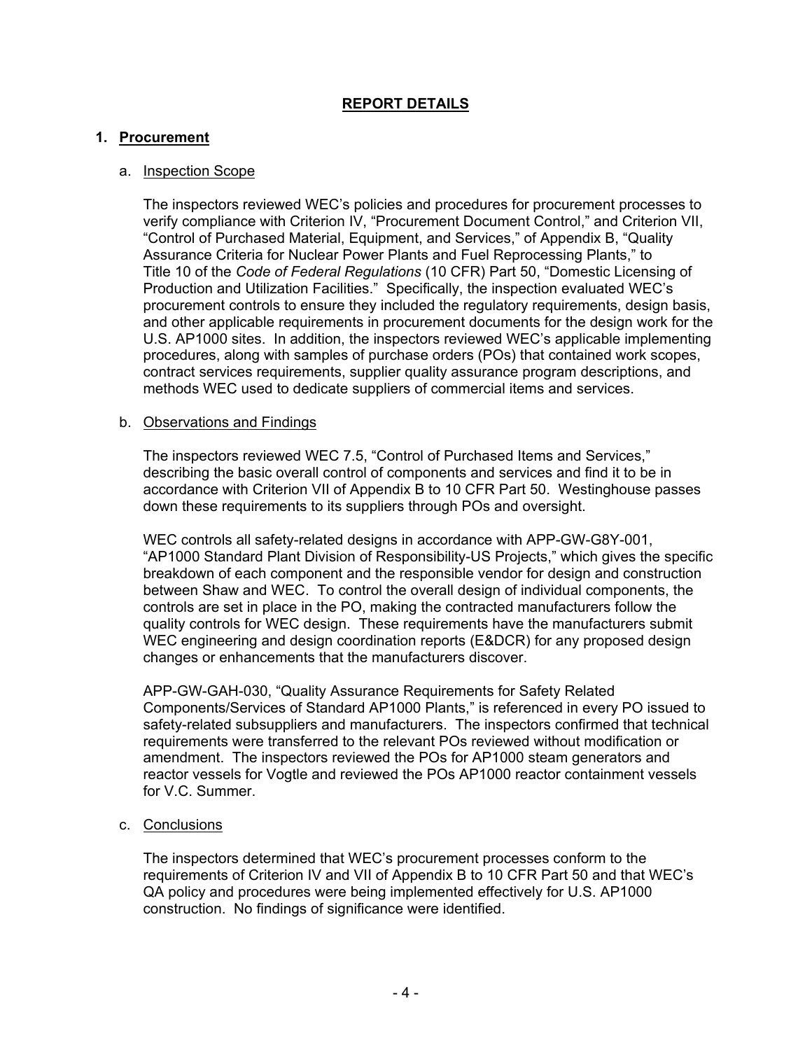## REPORT DETAILS

### 1. Procurement

a. Inspection Scope

The inspectors reviewed WEC's policies and procedures for procurement processes to verify compliance with Criterion IV, "Procurement Document Control," and Criterion VII, "Control of Purchased Material, Equipment, and Services," of Appendix B, "Quality Assurance Criteria for Nuclear Power Plants and Fuel Reprocessing Plants," to Title 10 of the *Code of Federal Regulations* (10 CFR) Part 50, "Domestic Licensing of Production and Utilization Facilities." Specifically, the inspection evaluated WEC's procurement controls to ensure they included the regulatory requirements, design basis, and other applicable requirements in procurement documents for the design work for the U.S. AP1000 sites. In addition, the inspectors reviewed WEC's applicable implementing procedures, along with samples of purchase orders (POs) that contained work scopes, contract services requirements, supplier quality assurance program descriptions, and methods WEC used to dedicate suppliers of commercial items and services.

b. Observations and Findings

The inspectors reviewed WEC 7.5, "Control of Purchased Items and Services," describing the basic overall control of components and services and find it to be in accordance with Criterion VII of Appendix B to 10 CFR Part 50. Westinghouse passes down these requirements to its suppliers through POs and oversight.

WEC controls all safety-related designs in accordance with APP-GW-G8Y-001, "AP1000 Standard Plant Division of Responsibility-US Projects," which gives the specific breakdown of each component and the responsible vendor for design and construction between Shaw and WEC. To control the overall design of individual components, the controls are set in place in the PO, making the contracted manufacturers follow the quality controls for WEC design. These requirements have the manufacturers submit WEC engineering and design coordination reports (E&DCR) for any proposed design changes or enhancements that the manufacturers discover.

APP-GW-GAH-030, "Quality Assurance Requirements for Safety Related Components/Services of Standard AP1000 Plants," is referenced in every PO issued to safety-related subsuppliers and manufacturers. The inspectors confirmed that technical requirements were transferred to the relevant POs reviewed without modification or amendment. The inspectors reviewed the POs for AP1000 steam generators and reactor vessels for Vogtle and reviewed the POs AP1000 reactor containment vessels for V.C. Summer.

c. Conclusions

The inspectors determined that WEC's procurement processes conform to the requirements of Criterion IV and VII of Appendix B to 10 CFR Part 50 and that WEC's QA policy and procedures were being implemented effectively for U.S. AP1000 construction. No findings of significance were identified.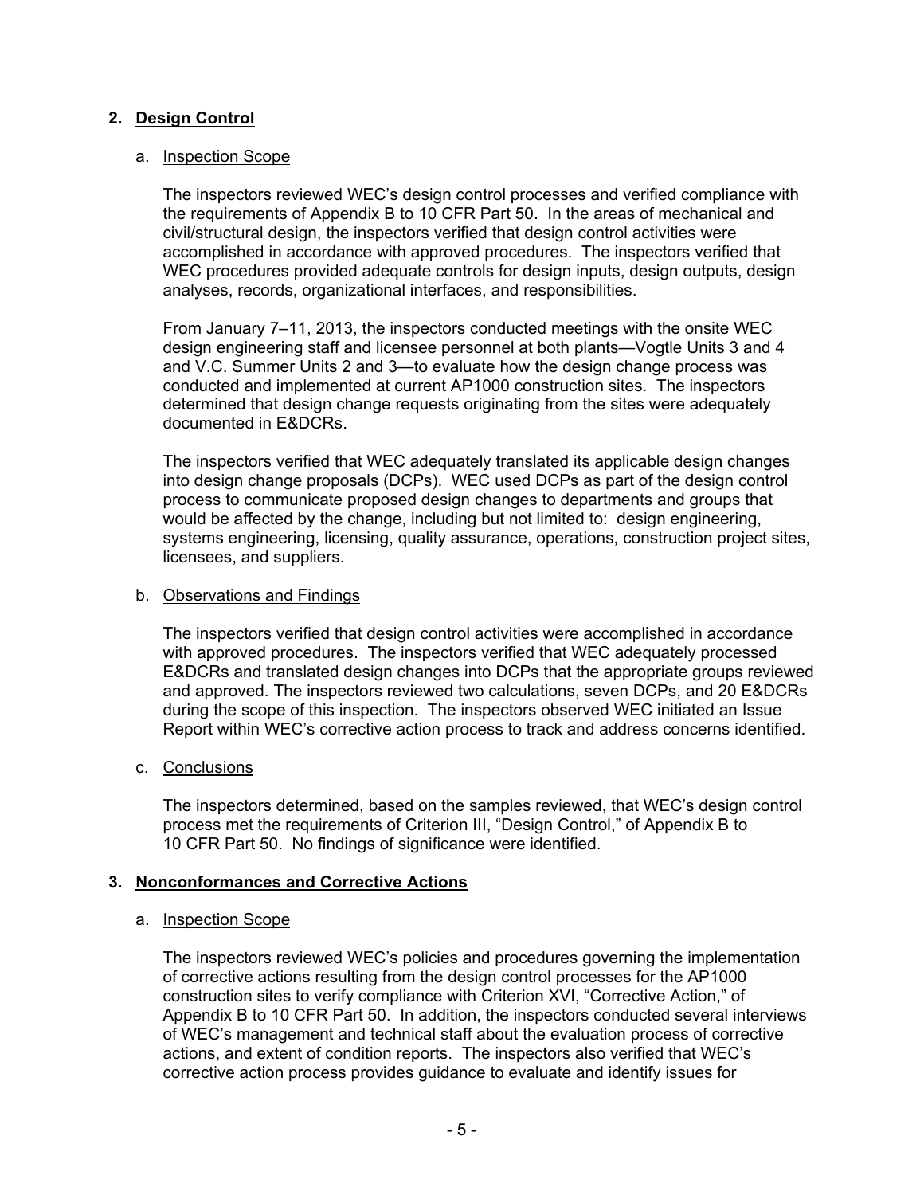## 2. Design Control

### a. Inspection Scope

The inspectors reviewed WEC's design control processes and verified compliance with the requirements of Appendix B to 10 CFR Part 50. In the areas of mechanical and civil/structural design, the inspectors verified that design control activities were accomplished in accordance with approved procedures. The inspectors verified that WEC procedures provided adequate controls for design inputs, design outputs, design analyses, records, organizational interfaces, and responsibilities.

From January 7–11, 2013, the inspectors conducted meetings with the onsite WEC design engineering staff and licensee personnel at both plants—Vogtle Units 3 and 4 and V.C. Summer Units 2 and 3—to evaluate how the design change process was conducted and implemented at current AP1000 construction sites. The inspectors determined that design change requests originating from the sites were adequately documented in E&DCRs.

The inspectors verified that WEC adequately translated its applicable design changes into design change proposals (DCPs). WEC used DCPs as part of the design control process to communicate proposed design changes to departments and groups that would be affected by the change, including but not limited to: design engineering, systems engineering, licensing, quality assurance, operations, construction project sites, licensees, and suppliers.

### b. Observations and Findings

The inspectors verified that design control activities were accomplished in accordance with approved procedures. The inspectors verified that WEC adequately processed E&DCRs and translated design changes into DCPs that the appropriate groups reviewed and approved. The inspectors reviewed two calculations, seven DCPs, and 20 E&DCRs during the scope of this inspection. The inspectors observed WEC initiated an Issue Report within WEC's corrective action process to track and address concerns identified.

### c. Conclusions

The inspectors determined, based on the samples reviewed, that WEC's design control process met the requirements of Criterion III, "Design Control," of Appendix B to 10 CFR Part 50. No findings of significance were identified.

## 3. Nonconformances and Corrective Actions

### a. Inspection Scope

The inspectors reviewed WEC's policies and procedures governing the implementation of corrective actions resulting from the design control processes for the AP1000 construction sites to verify compliance with Criterion XVI, "Corrective Action," of Appendix B to 10 CFR Part 50. In addition, the inspectors conducted several interviews of WEC's management and technical staff about the evaluation process of corrective actions, and extent of condition reports. The inspectors also verified that WEC's corrective action process provides guidance to evaluate and identify issues for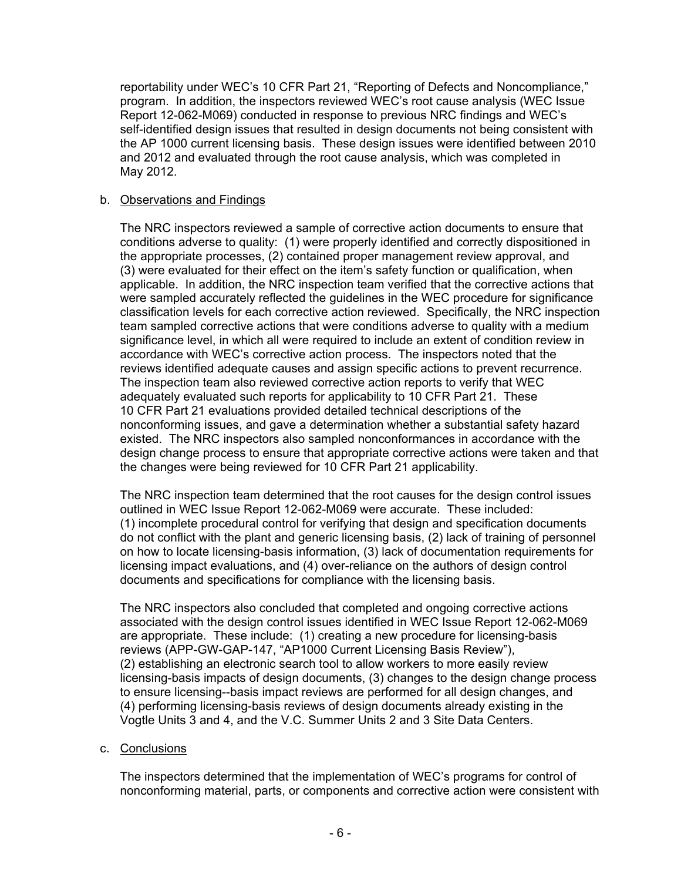reportability under WEC's 10 CFR Part 21, "Reporting of Defects and Noncompliance," program. In addition, the inspectors reviewed WEC's root cause analysis (WEC Issue Report 12-062-M069) conducted in response to previous NRC findings and WEC's self-identified design issues that resulted in design documents not being consistent with the AP 1000 current licensing basis. These design issues were identified between 2010 and 2012 and evaluated through the root cause analysis, which was completed in May 2012.

b. Observations and Findings

The NRC inspectors reviewed a sample of corrective action documents to ensure that conditions adverse to quality: (1) were properly identified and correctly dispositioned in the appropriate processes, (2) contained proper management review approval, and (3) were evaluated for their effect on the item's safety function or qualification, when applicable. In addition, the NRC inspection team verified that the corrective actions that were sampled accurately reflected the guidelines in the WEC procedure for significance classification levels for each corrective action reviewed. Specifically, the NRC inspection team sampled corrective actions that were conditions adverse to quality with a medium significance level, in which all were required to include an extent of condition review in accordance with WEC's corrective action process. The inspectors noted that the reviews identified adequate causes and assign specific actions to prevent recurrence. The inspection team also reviewed corrective action reports to verify that WEC adequately evaluated such reports for applicability to 10 CFR Part 21. These 10 CFR Part 21 evaluations provided detailed technical descriptions of the nonconforming issues, and gave a determination whether a substantial safety hazard existed. The NRC inspectors also sampled nonconformances in accordance with the design change process to ensure that appropriate corrective actions were taken and that the changes were being reviewed for 10 CFR Part 21 applicability.

The NRC inspection team determined that the root causes for the design control issues outlined in WEC Issue Report 12-062-M069 were accurate. These included: (1) incomplete procedural control for verifying that design and specification documents do not conflict with the plant and generic licensing basis, (2) lack of training of personnel on how to locate licensing-basis information, (3) lack of documentation requirements for licensing impact evaluations, and (4) over-reliance on the authors of design control documents and specifications for compliance with the licensing basis.

The NRC inspectors also concluded that completed and ongoing corrective actions associated with the design control issues identified in WEC Issue Report 12-062-M069 are appropriate. These include: (1) creating a new procedure for licensing-basis reviews (APP-GW-GAP-147, "AP1000 Current Licensing Basis Review"), (2) establishing an electronic search tool to allow workers to more easily review licensing-basis impacts of design documents, (3) changes to the design change process to ensure licensing--basis impact reviews are performed for all design changes, and (4) performing licensing-basis reviews of design documents already existing in the Vogtle Units 3 and 4, and the V.C. Summer Units 2 and 3 Site Data Centers.

c. Conclusions

The inspectors determined that the implementation of WEC's programs for control of nonconforming material, parts, or components and corrective action were consistent with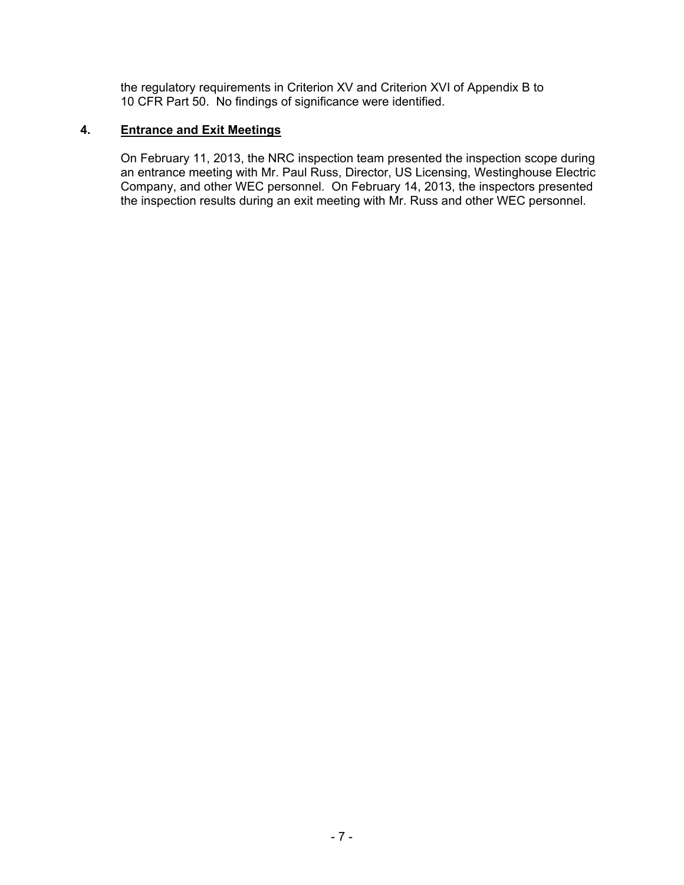the regulatory requirements in Criterion XV and Criterion XVI of Appendix B to 10 CFR Part 50. No findings of significance were identified.

## 4. Entrance and Exit Meetings

On February 11, 2013, the NRC inspection team presented the inspection scope during an entrance meeting with Mr. Paul Russ, Director, US Licensing, Westinghouse Electric Company, and other WEC personnel. On February 14, 2013, the inspectors presented the inspection results during an exit meeting with Mr. Russ and other WEC personnel.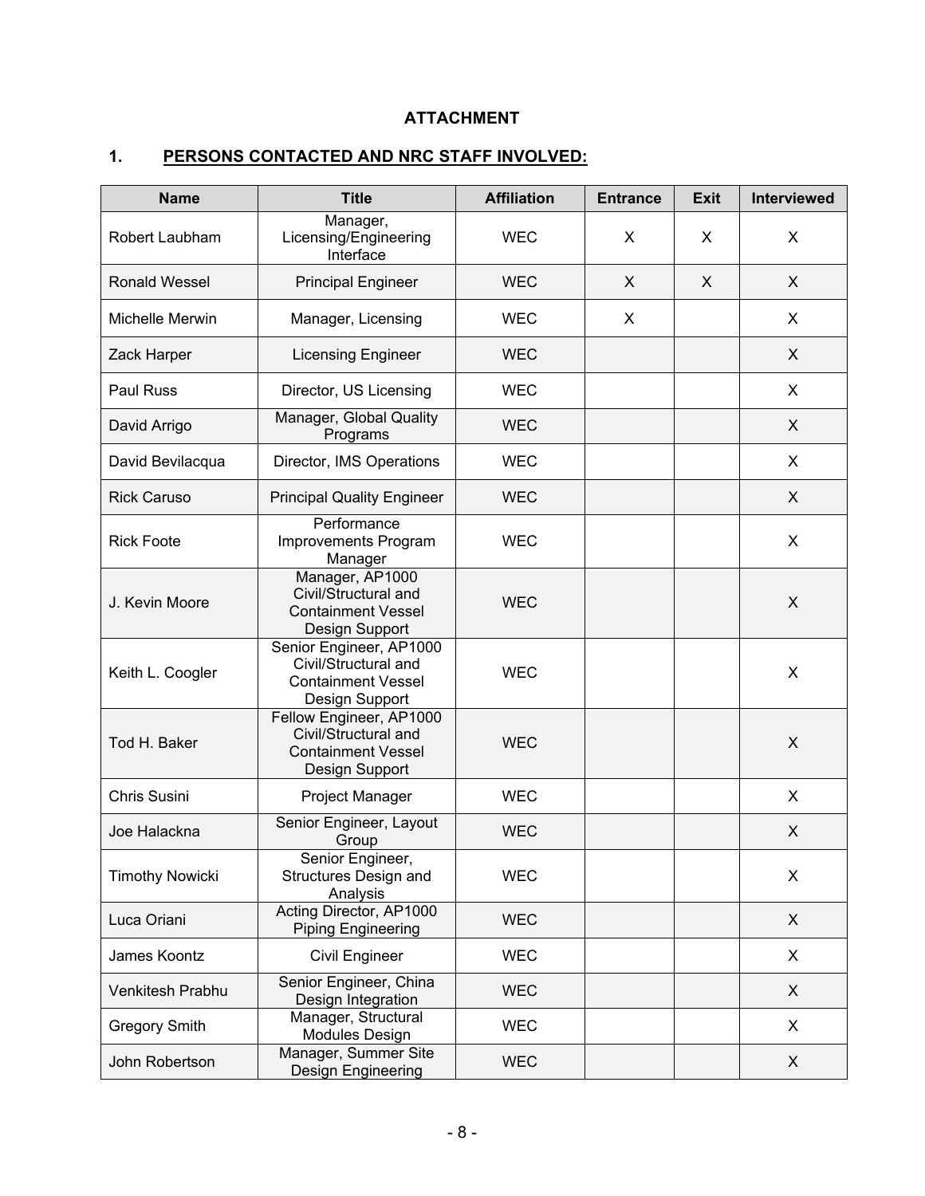# ATTACHMENT

## 1. PERSONS CONTACTED AND NRC STAFF INVOLVED:

| Name | Title | Affiliation | Entrance | Exit | Interviewed |
|---|---|---|---|---|---|
| Robert Laubham | Manager, Licensing/Engineering Interface | WEC | X | X | X |
| Ronald Wessel | Principal Engineer | WEC | X | X | X |
| Michelle Merwin | Manager, Licensing | WEC | X | | X |
| Zack Harper | Licensing Engineer | WEC | | | X |
| Paul Russ | Director, US Licensing | WEC | | | X |
| David Arrigo | Manager, Global Quality Programs | WEC | | | X |
| David Bevilacqua | Director, IMS Operations | WEC | | | X |
| Rick Caruso | Principal Quality Engineer | WEC | | | X |
| Rick Foote | Performance Improvements Program Manager | WEC | | | X |
| J. Kevin Moore | Manager, AP1000 Civil/Structural and Containment Vessel Design Support | WEC | | | X |
| Keith L. Coogler | Senior Engineer, AP1000 Civil/Structural and Containment Vessel Design Support | WEC | | | X |
| Tod H. Baker | Fellow Engineer, AP1000 Civil/Structural and Containment Vessel Design Support | WEC | | | X |
| Chris Susini | Project Manager | WEC | | | X |
| Joe Halackna | Senior Engineer, Layout Group | WEC | | | X |
| Timothy Nowicki | Senior Engineer, Structures Design and Analysis | WEC | | | X |
| Luca Oriani | Acting Director, AP1000 Piping Engineering | WEC | | | X |
| James Koontz | Civil Engineer | WEC | | | X |
| Venkitesh Prabhu | Senior Engineer, China Design Integration | WEC | | | X |
| Gregory Smith | Manager, Structural Modules Design | WEC | | | X |
| John Robertson | Manager, Summer Site Design Engineering | WEC | | | X |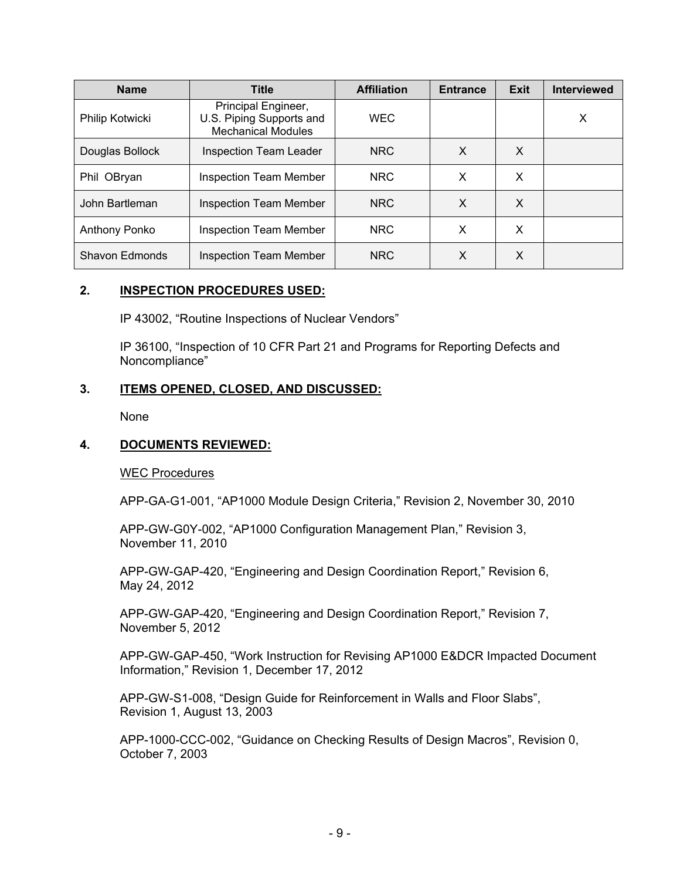| Name | Title | Affiliation | Entrance | Exit | Interviewed |
|---|---|---|---|---|---|
| Philip Kotwicki | Principal Engineer, U.S. Piping Supports and Mechanical Modules | WEC | | | X |
| Douglas Bollock | Inspection Team Leader | NRC | X | X | |
| Phil OBryan | Inspection Team Member | NRC | X | X | |
| John Bartleman | Inspection Team Member | NRC | X | X | |
| Anthony Ponko | Inspection Team Member | NRC | X | X | |
| Shavon Edmonds | Inspection Team Member | NRC | X | X | |

## 2. INSPECTION PROCEDURES USED:

IP 43002, "Routine Inspections of Nuclear Vendors"

IP 36100, "Inspection of 10 CFR Part 21 and Programs for Reporting Defects and Noncompliance"

## 3. ITEMS OPENED, CLOSED, AND DISCUSSED:

None

## 4. DOCUMENTS REVIEWED:

WEC Procedures

APP-GA-G1-001, "AP1000 Module Design Criteria," Revision 2, November 30, 2010

APP-GW-G0Y-002, "AP1000 Configuration Management Plan," Revision 3, November 11, 2010

APP-GW-GAP-420, "Engineering and Design Coordination Report," Revision 6, May 24, 2012

APP-GW-GAP-420, "Engineering and Design Coordination Report," Revision 7, November 5, 2012

APP-GW-GAP-450, "Work Instruction for Revising AP1000 E&DCR Impacted Document Information," Revision 1, December 17, 2012

APP-GW-S1-008, "Design Guide for Reinforcement in Walls and Floor Slabs", Revision 1, August 13, 2003

APP-1000-CCC-002, "Guidance on Checking Results of Design Macros", Revision 0, October 7, 2003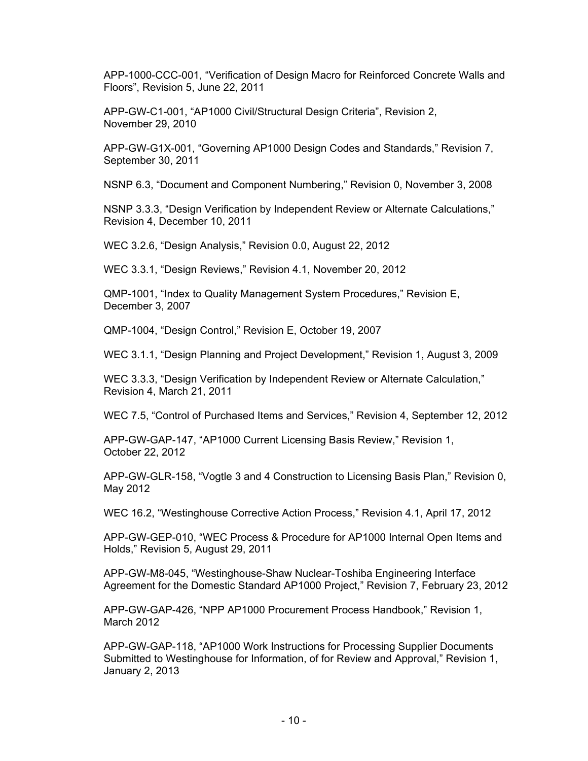APP-1000-CCC-001, "Verification of Design Macro for Reinforced Concrete Walls and Floors", Revision 5, June 22, 2011

APP-GW-C1-001, "AP1000 Civil/Structural Design Criteria", Revision 2, November 29, 2010

APP-GW-G1X-001, "Governing AP1000 Design Codes and Standards," Revision 7, September 30, 2011

NSNP 6.3, "Document and Component Numbering," Revision 0, November 3, 2008

NSNP 3.3.3, "Design Verification by Independent Review or Alternate Calculations," Revision 4, December 10, 2011

WEC 3.2.6, "Design Analysis," Revision 0.0, August 22, 2012

WEC 3.3.1, "Design Reviews," Revision 4.1, November 20, 2012

QMP-1001, "Index to Quality Management System Procedures," Revision E, December 3, 2007

QMP-1004, "Design Control," Revision E, October 19, 2007

WEC 3.1.1, "Design Planning and Project Development," Revision 1, August 3, 2009

WEC 3.3.3, "Design Verification by Independent Review or Alternate Calculation," Revision 4, March 21, 2011

WEC 7.5, "Control of Purchased Items and Services," Revision 4, September 12, 2012

APP-GW-GAP-147, "AP1000 Current Licensing Basis Review," Revision 1, October 22, 2012

APP-GW-GLR-158, "Vogtle 3 and 4 Construction to Licensing Basis Plan," Revision 0, May 2012

WEC 16.2, "Westinghouse Corrective Action Process," Revision 4.1, April 17, 2012

APP-GW-GEP-010, "WEC Process & Procedure for AP1000 Internal Open Items and Holds," Revision 5, August 29, 2011

APP-GW-M8-045, "Westinghouse-Shaw Nuclear-Toshiba Engineering Interface Agreement for the Domestic Standard AP1000 Project," Revision 7, February 23, 2012

APP-GW-GAP-426, "NPP AP1000 Procurement Process Handbook," Revision 1, March 2012

APP-GW-GAP-118, "AP1000 Work Instructions for Processing Supplier Documents Submitted to Westinghouse for Information, of for Review and Approval," Revision 1, January 2, 2013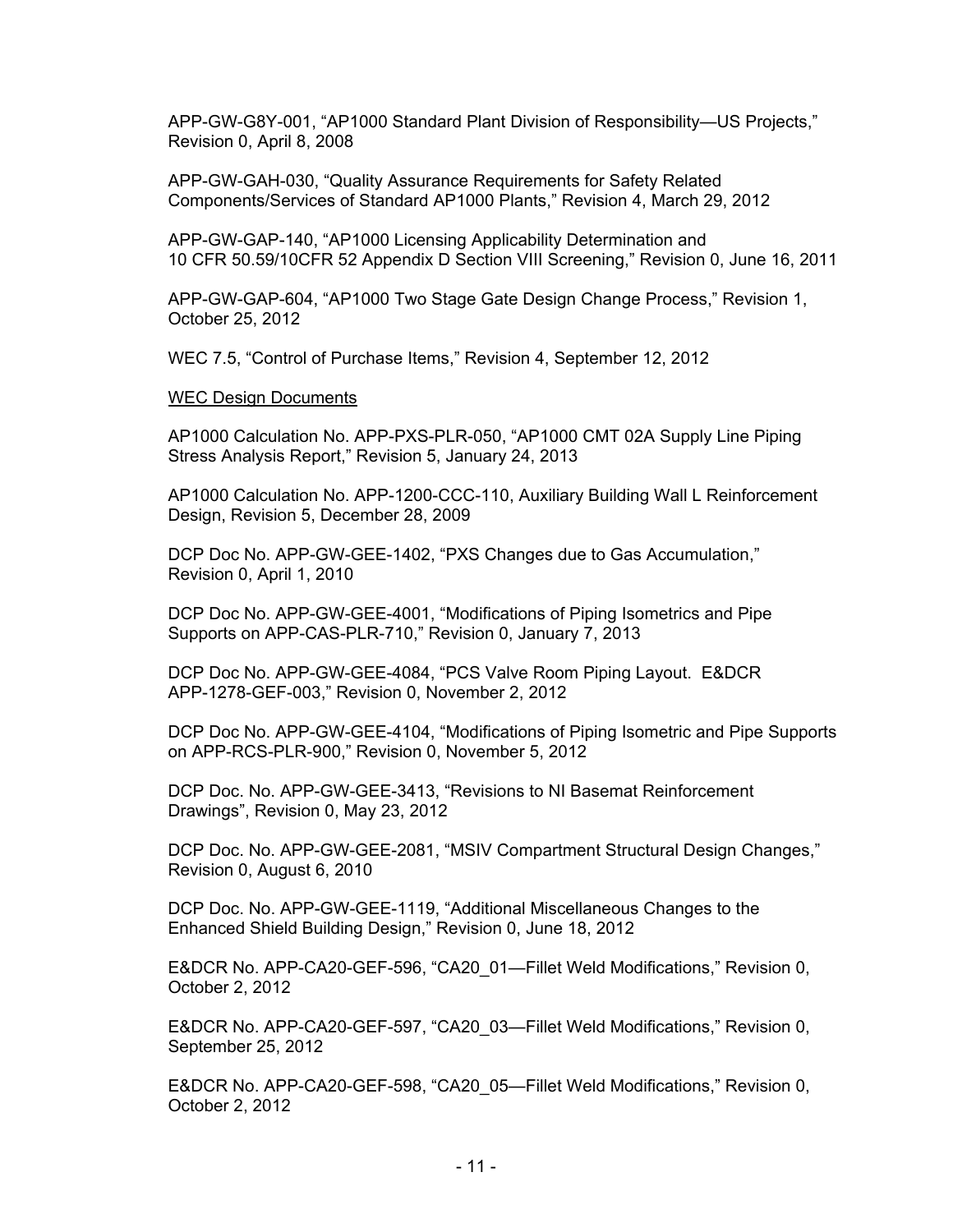APP-GW-G8Y-001, "AP1000 Standard Plant Division of Responsibility—US Projects," Revision 0, April 8, 2008

APP-GW-GAH-030, "Quality Assurance Requirements for Safety Related Components/Services of Standard AP1000 Plants," Revision 4, March 29, 2012

APP-GW-GAP-140, "AP1000 Licensing Applicability Determination and 10 CFR 50.59/10CFR 52 Appendix D Section VIII Screening," Revision 0, June 16, 2011

APP-GW-GAP-604, "AP1000 Two Stage Gate Design Change Process," Revision 1, October 25, 2012

WEC 7.5, "Control of Purchase Items," Revision 4, September 12, 2012

WEC Design Documents

AP1000 Calculation No. APP-PXS-PLR-050, "AP1000 CMT 02A Supply Line Piping Stress Analysis Report," Revision 5, January 24, 2013

AP1000 Calculation No. APP-1200-CCC-110, Auxiliary Building Wall L Reinforcement Design, Revision 5, December 28, 2009

DCP Doc No. APP-GW-GEE-1402, "PXS Changes due to Gas Accumulation," Revision 0, April 1, 2010

DCP Doc No. APP-GW-GEE-4001, "Modifications of Piping Isometrics and Pipe Supports on APP-CAS-PLR-710," Revision 0, January 7, 2013

DCP Doc No. APP-GW-GEE-4084, "PCS Valve Room Piping Layout. E&DCR APP-1278-GEF-003," Revision 0, November 2, 2012

DCP Doc No. APP-GW-GEE-4104, "Modifications of Piping Isometric and Pipe Supports on APP-RCS-PLR-900," Revision 0, November 5, 2012

DCP Doc. No. APP-GW-GEE-3413, "Revisions to NI Basemat Reinforcement Drawings", Revision 0, May 23, 2012

DCP Doc. No. APP-GW-GEE-2081, "MSIV Compartment Structural Design Changes," Revision 0, August 6, 2010

DCP Doc. No. APP-GW-GEE-1119, "Additional Miscellaneous Changes to the Enhanced Shield Building Design," Revision 0, June 18, 2012

E&DCR No. APP-CA20-GEF-596, "CA20_01—Fillet Weld Modifications," Revision 0, October 2, 2012

E&DCR No. APP-CA20-GEF-597, "CA20_03—Fillet Weld Modifications," Revision 0, September 25, 2012

E&DCR No. APP-CA20-GEF-598, "CA20_05—Fillet Weld Modifications," Revision 0, October 2, 2012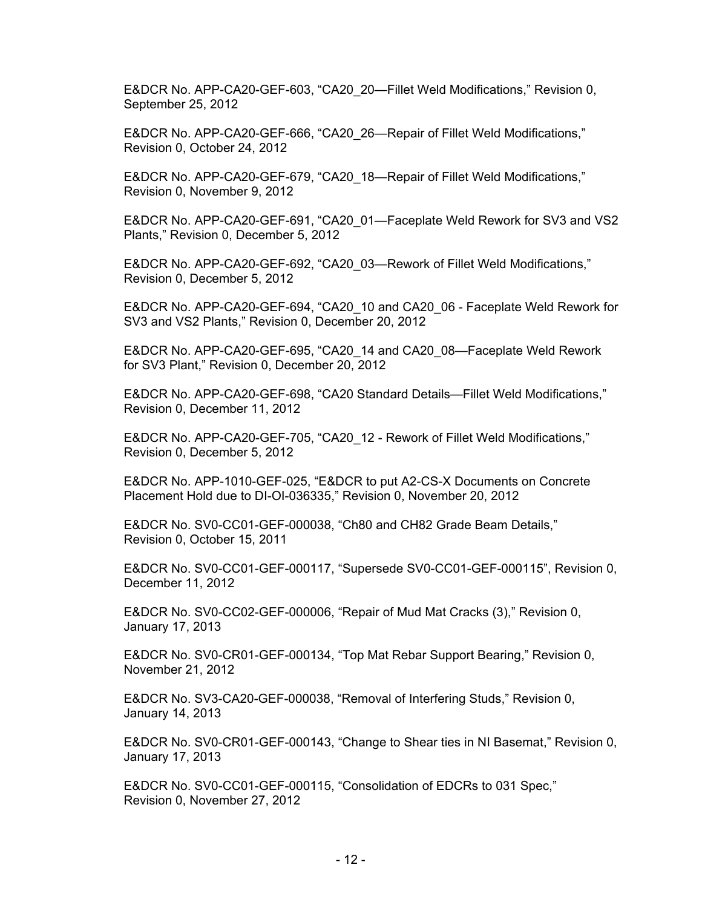E&DCR No. APP-CA20-GEF-603, "CA20_20—Fillet Weld Modifications," Revision 0, September 25, 2012

E&DCR No. APP-CA20-GEF-666, "CA20_26—Repair of Fillet Weld Modifications," Revision 0, October 24, 2012

E&DCR No. APP-CA20-GEF-679, "CA20_18—Repair of Fillet Weld Modifications," Revision 0, November 9, 2012

E&DCR No. APP-CA20-GEF-691, "CA20_01—Faceplate Weld Rework for SV3 and VS2 Plants," Revision 0, December 5, 2012

E&DCR No. APP-CA20-GEF-692, "CA20_03—Rework of Fillet Weld Modifications," Revision 0, December 5, 2012

E&DCR No. APP-CA20-GEF-694, "CA20_10 and CA20_06 - Faceplate Weld Rework for SV3 and VS2 Plants," Revision 0, December 20, 2012

E&DCR No. APP-CA20-GEF-695, "CA20_14 and CA20_08—Faceplate Weld Rework for SV3 Plant," Revision 0, December 20, 2012

E&DCR No. APP-CA20-GEF-698, "CA20 Standard Details—Fillet Weld Modifications," Revision 0, December 11, 2012

E&DCR No. APP-CA20-GEF-705, "CA20_12 - Rework of Fillet Weld Modifications," Revision 0, December 5, 2012

E&DCR No. APP-1010-GEF-025, "E&DCR to put A2-CS-X Documents on Concrete Placement Hold due to DI-OI-036335," Revision 0, November 20, 2012

E&DCR No. SV0-CC01-GEF-000038, "Ch80 and CH82 Grade Beam Details," Revision 0, October 15, 2011

E&DCR No. SV0-CC01-GEF-000117, "Supersede SV0-CC01-GEF-000115", Revision 0, December 11, 2012

E&DCR No. SV0-CC02-GEF-000006, "Repair of Mud Mat Cracks (3)," Revision 0, January 17, 2013

E&DCR No. SV0-CR01-GEF-000134, "Top Mat Rebar Support Bearing," Revision 0, November 21, 2012

E&DCR No. SV3-CA20-GEF-000038, "Removal of Interfering Studs," Revision 0, January 14, 2013

E&DCR No. SV0-CR01-GEF-000143, "Change to Shear ties in NI Basemat," Revision 0, January 17, 2013

E&DCR No. SV0-CC01-GEF-000115, "Consolidation of EDCRs to 031 Spec," Revision 0, November 27, 2012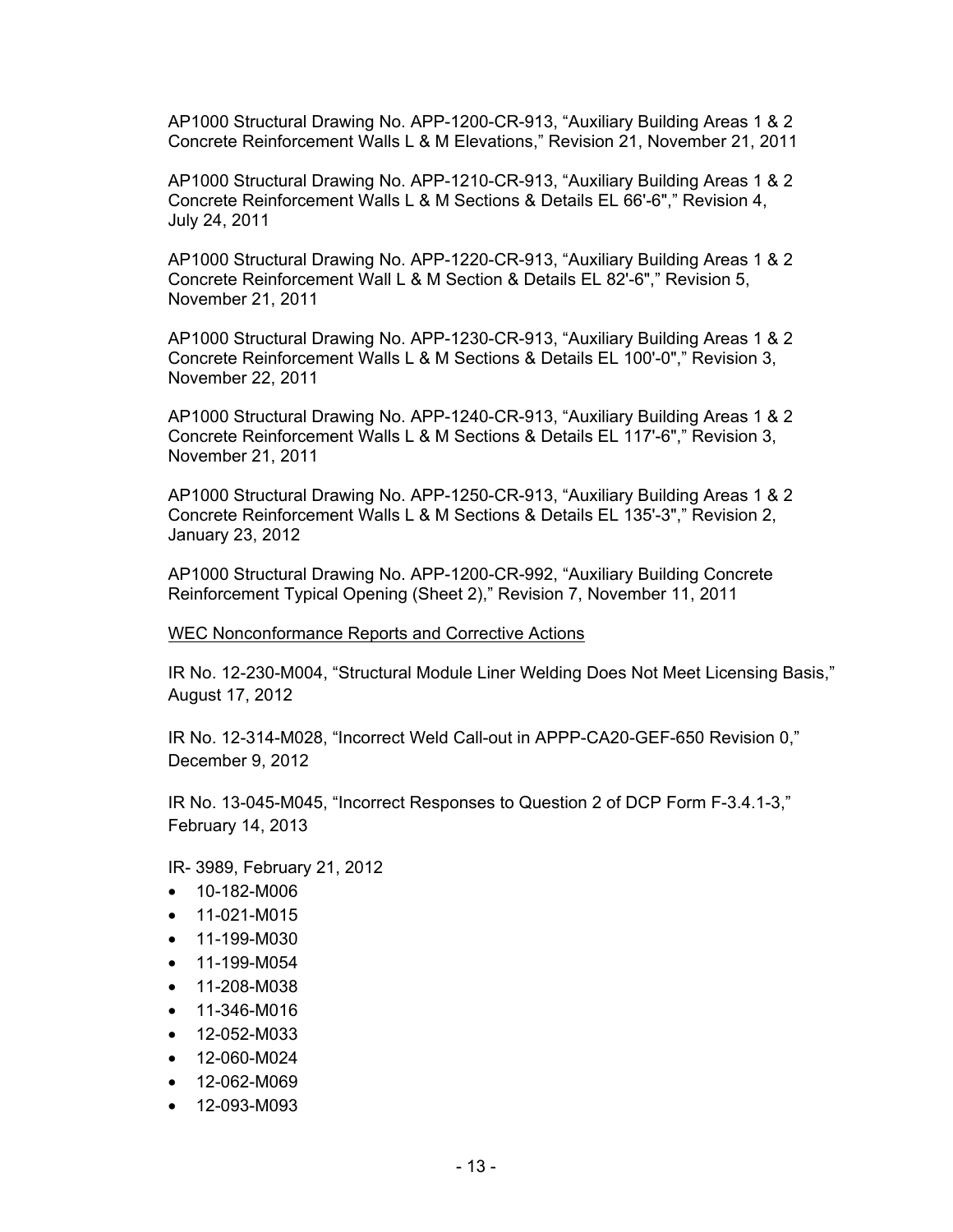AP1000 Structural Drawing No. APP-1200-CR-913, “Auxiliary Building Areas 1 & 2 Concrete Reinforcement Walls L & M Elevations,” Revision 21, November 21, 2011

AP1000 Structural Drawing No. APP-1210-CR-913, “Auxiliary Building Areas 1 & 2 Concrete Reinforcement Walls L & M Sections & Details EL 66'-6",” Revision 4, July 24, 2011

AP1000 Structural Drawing No. APP-1220-CR-913, “Auxiliary Building Areas 1 & 2 Concrete Reinforcement Wall L & M Section & Details EL 82'-6",” Revision 5, November 21, 2011

AP1000 Structural Drawing No. APP-1230-CR-913, “Auxiliary Building Areas 1 & 2 Concrete Reinforcement Walls L & M Sections & Details EL 100'-0",” Revision 3, November 22, 2011

AP1000 Structural Drawing No. APP-1240-CR-913, “Auxiliary Building Areas 1 & 2 Concrete Reinforcement Walls L & M Sections & Details EL 117'-6",” Revision 3, November 21, 2011

AP1000 Structural Drawing No. APP-1250-CR-913, “Auxiliary Building Areas 1 & 2 Concrete Reinforcement Walls L & M Sections & Details EL 135'-3",” Revision 2, January 23, 2012

AP1000 Structural Drawing No. APP-1200-CR-992, “Auxiliary Building Concrete Reinforcement Typical Opening (Sheet 2),” Revision 7, November 11, 2011

WEC Nonconformance Reports and Corrective Actions

IR No. 12-230-M004, “Structural Module Liner Welding Does Not Meet Licensing Basis,” August 17, 2012

IR No. 12-314-M028, “Incorrect Weld Call-out in APPP-CA20-GEF-650 Revision 0,” December 9, 2012

IR No. 13-045-M045, “Incorrect Responses to Question 2 of DCP Form F-3.4.1-3,” February 14, 2013

IR- 3989, February 21, 2012

- 10-182-M006
- 11-021-M015
- 11-199-M030
- 11-199-M054
- 11-208-M038
- 11-346-M016
- 12-052-M033
- 12-060-M024
- 12-062-M069
- 12-093-M093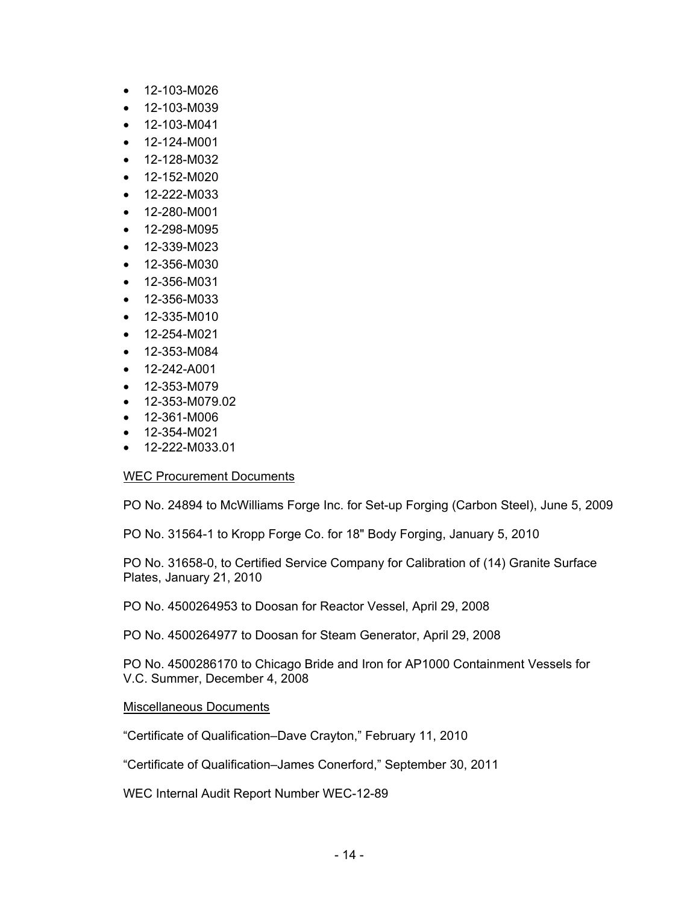- 12-103-M026
- 12-103-M039
- 12-103-M041
- 12-124-M001
- 12-128-M032
- 12-152-M020
- 12-222-M033
- 12-280-M001
- 12-298-M095
- 12-339-M023
- 12-356-M030
- 12-356-M031
- 12-356-M033
- 12-335-M010
- 12-254-M021
- 12-353-M084
- 12-242-A001
- 12-353-M079
- 12-353-M079.02
- 12-361-M006
- 12-354-M021
- 12-222-M033.01

<u>WEC Procurement Documents</u>

PO No. 24894 to McWilliams Forge Inc. for Set-up Forging (Carbon Steel), June 5, 2009

PO No. 31564-1 to Kropp Forge Co. for 18" Body Forging, January 5, 2010

PO No. 31658-0, to Certified Service Company for Calibration of (14) Granite Surface Plates, January 21, 2010

PO No. 4500264953 to Doosan for Reactor Vessel, April 29, 2008

PO No. 4500264977 to Doosan for Steam Generator, April 29, 2008

PO No. 4500286170 to Chicago Bride and Iron for AP1000 Containment Vessels for V.C. Summer, December 4, 2008

<u>Miscellaneous Documents</u>

"Certificate of Qualification–Dave Crayton," February 11, 2010

"Certificate of Qualification–James Conerford," September 30, 2011

WEC Internal Audit Report Number WEC-12-89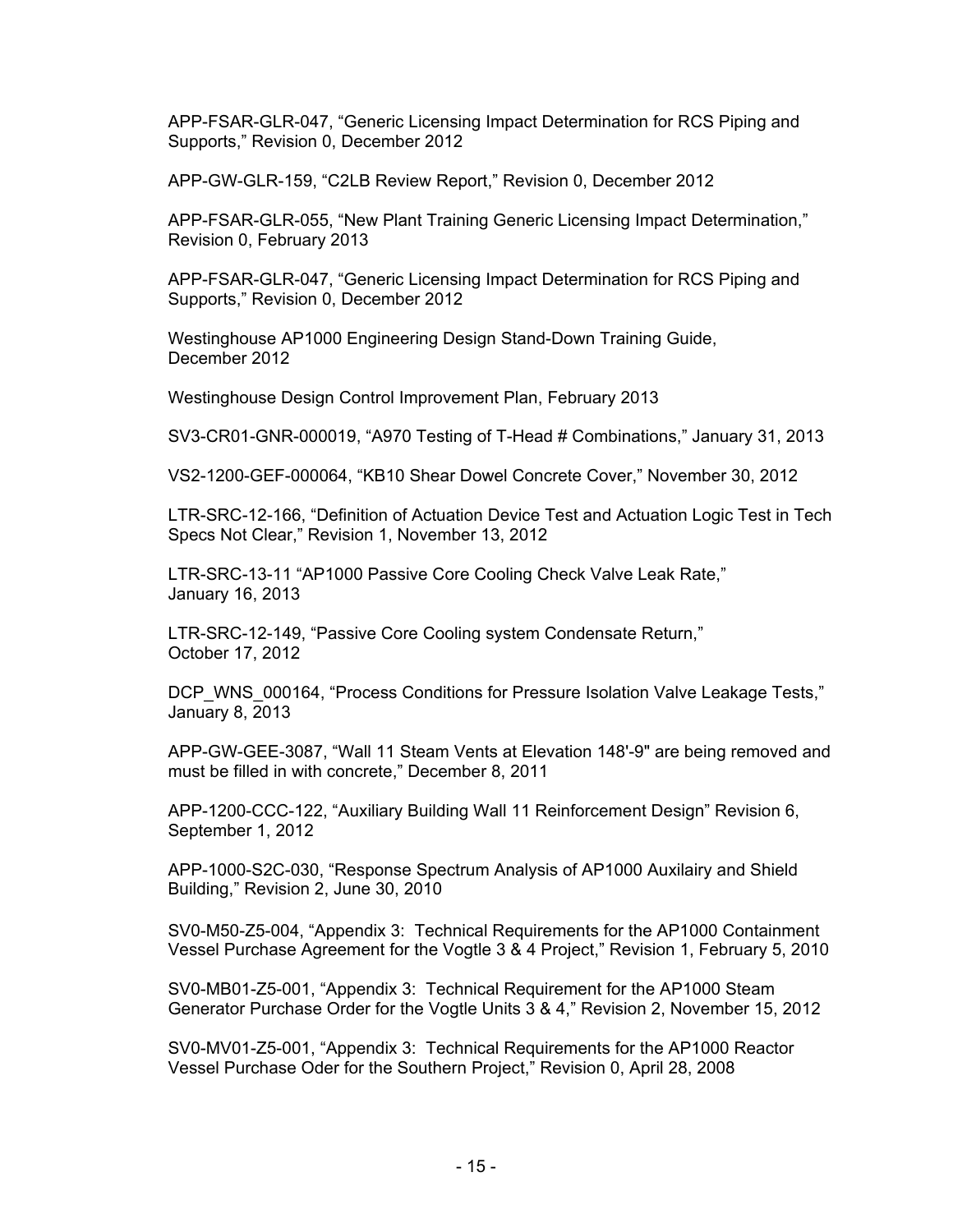APP-FSAR-GLR-047, “Generic Licensing Impact Determination for RCS Piping and Supports,” Revision 0, December 2012

APP-GW-GLR-159, “C2LB Review Report,” Revision 0, December 2012

APP-FSAR-GLR-055, “New Plant Training Generic Licensing Impact Determination,” Revision 0, February 2013

APP-FSAR-GLR-047, “Generic Licensing Impact Determination for RCS Piping and Supports,” Revision 0, December 2012

Westinghouse AP1000 Engineering Design Stand-Down Training Guide, December 2012

Westinghouse Design Control Improvement Plan, February 2013

SV3-CR01-GNR-000019, “A970 Testing of T-Head # Combinations,” January 31, 2013

VS2-1200-GEF-000064, “KB10 Shear Dowel Concrete Cover,” November 30, 2012

LTR-SRC-12-166, “Definition of Actuation Device Test and Actuation Logic Test in Tech Specs Not Clear,” Revision 1, November 13, 2012

LTR-SRC-13-11 “AP1000 Passive Core Cooling Check Valve Leak Rate,” January 16, 2013

LTR-SRC-12-149, “Passive Core Cooling system Condensate Return,” October 17, 2012

DCP_WNS_000164, “Process Conditions for Pressure Isolation Valve Leakage Tests,” January 8, 2013

APP-GW-GEE-3087, “Wall 11 Steam Vents at Elevation 148'-9" are being removed and must be filled in with concrete,” December 8, 2011

APP-1200-CCC-122, “Auxiliary Building Wall 11 Reinforcement Design” Revision 6, September 1, 2012

APP-1000-S2C-030, “Response Spectrum Analysis of AP1000 Auxilairy and Shield Building,” Revision 2, June 30, 2010

SV0-M50-Z5-004, “Appendix 3: Technical Requirements for the AP1000 Containment Vessel Purchase Agreement for the Vogtle 3 & 4 Project,” Revision 1, February 5, 2010

SV0-MB01-Z5-001, “Appendix 3: Technical Requirement for the AP1000 Steam Generator Purchase Order for the Vogtle Units 3 & 4,” Revision 2, November 15, 2012

SV0-MV01-Z5-001, “Appendix 3: Technical Requirements for the AP1000 Reactor Vessel Purchase Oder for the Southern Project,” Revision 0, April 28, 2008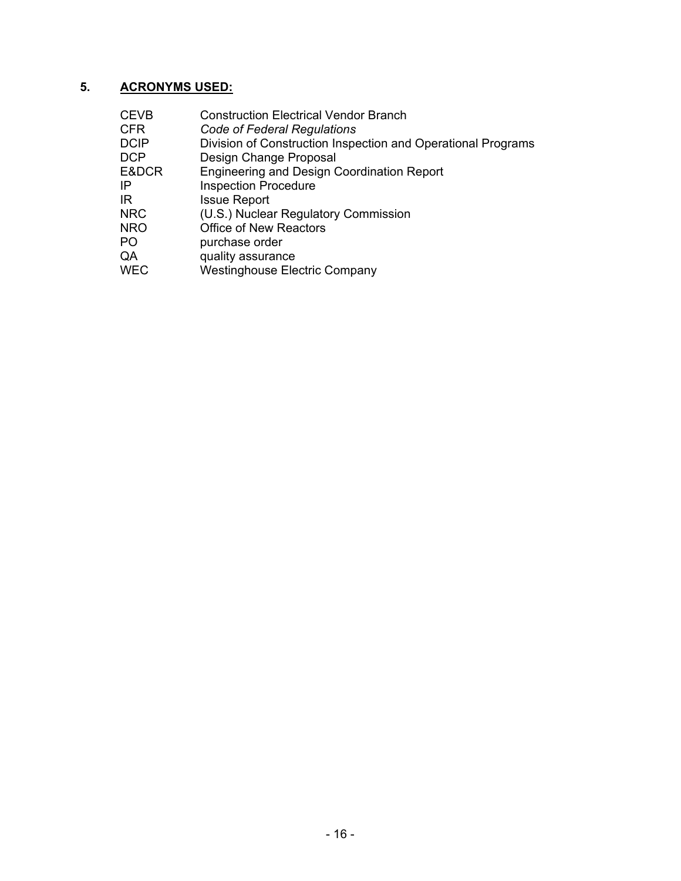## 5. ACRONYMS USED:

| | |
|---|---|
| CEVB | Construction Electrical Vendor Branch |
| CFR | *Code of Federal Regulations* |
| DCIP | Division of Construction Inspection and Operational Programs |
| DCP | Design Change Proposal |
| E&DCR | Engineering and Design Coordination Report |
| IP | Inspection Procedure |
| IR | Issue Report |
| NRC | (U.S.) Nuclear Regulatory Commission |
| NRO | Office of New Reactors |
| PO | purchase order |
| QA | quality assurance |
| WEC | Westinghouse Electric Company |